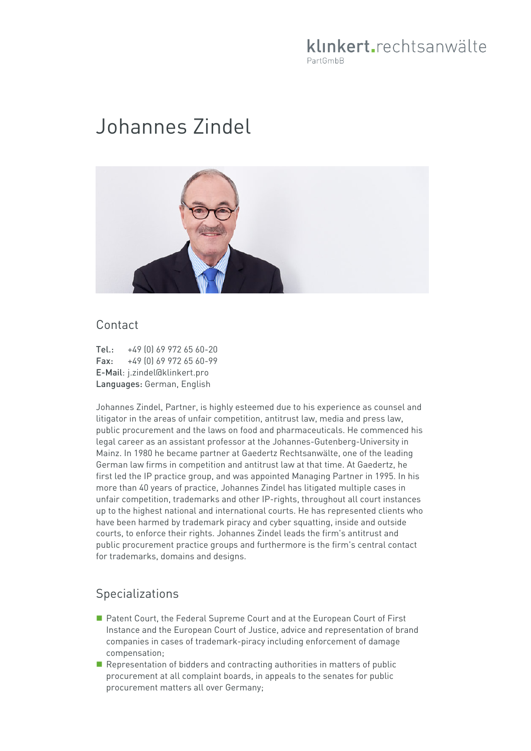klinkert.rechtsanwälte
PartGmbB

# Johannes Zindel

## Contact

**Tel.:** +49 (0) 69 972 65 60-20
**Fax:** +49 (0) 69 972 65 60-99
**E-Mail**: j.zindel@klinkert.pro
**Languages:** German, English

Johannes Zindel, Partner, is highly esteemed due to his experience as counsel and litigator in the areas of unfair competition, antitrust law, media and press law, public procurement and the laws on food and pharmaceuticals. He commenced his legal career as an assistant professor at the Johannes-Gutenberg-University in Mainz. In 1980 he became partner at Gaedertz Rechtsanwälte, one of the leading German law firms in competition and antitrust law at that time. At Gaedertz, he first led the IP practice group, and was appointed Managing Partner in 1995. In his more than 40 years of practice, Johannes Zindel has litigated multiple cases in unfair competition, trademarks and other IP-rights, throughout all court instances up to the highest national and international courts. He has represented clients who have been harmed by trademark piracy and cyber squatting, inside and outside courts, to enforce their rights. Johannes Zindel leads the firm's antitrust and public procurement practice groups and furthermore is the firm's central contact for trademarks, domains and designs.

## Specializations

- Patent Court, the Federal Supreme Court and at the European Court of First Instance and the European Court of Justice, advice and representation of brand companies in cases of trademark-piracy including enforcement of damage compensation;
- Representation of bidders and contracting authorities in matters of public procurement at all complaint boards, in appeals to the senates for public procurement matters all over Germany;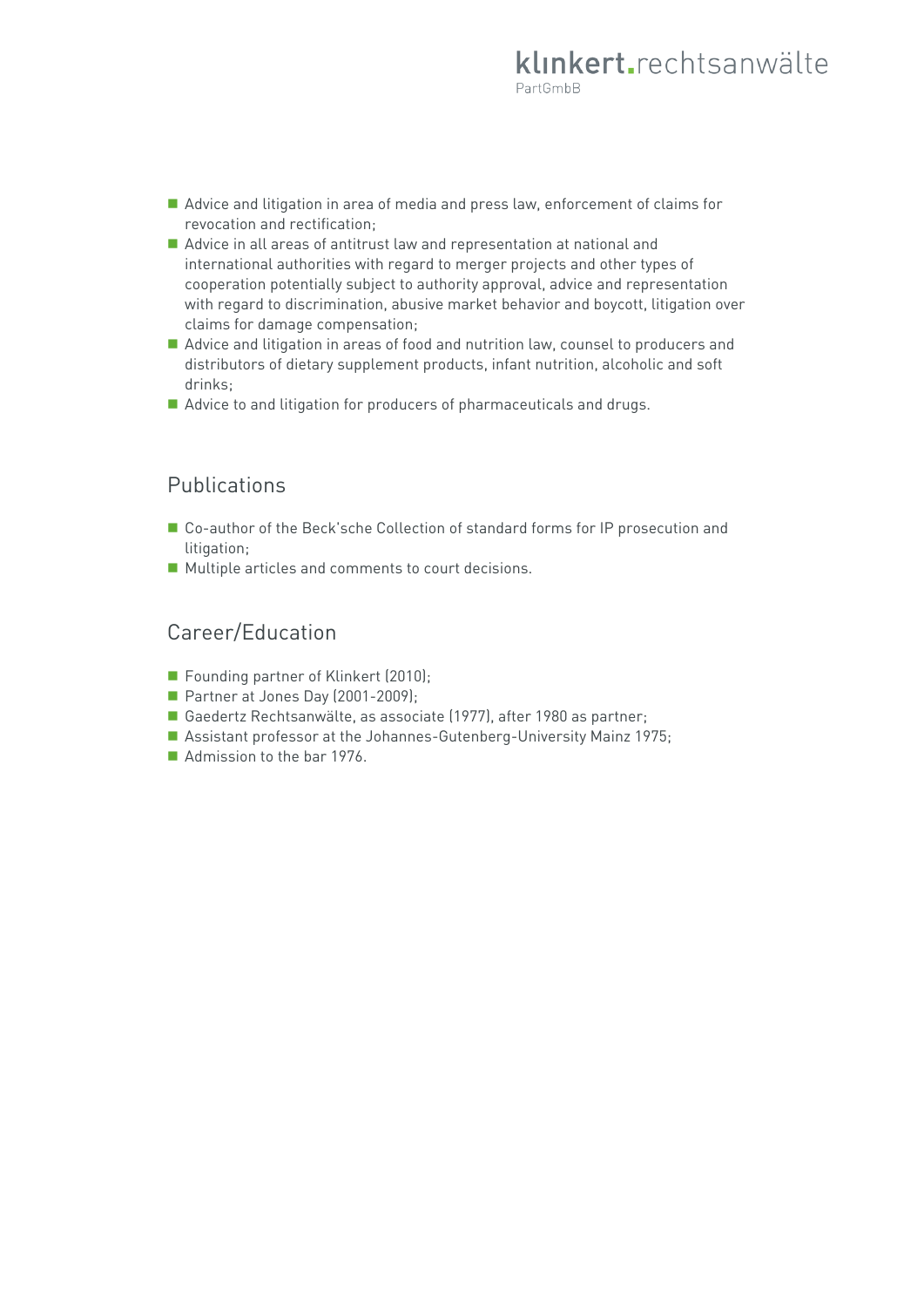- Advice and litigation in area of media and press law, enforcement of claims for revocation and rectification;
- Advice in all areas of antitrust law and representation at national and international authorities with regard to merger projects and other types of cooperation potentially subject to authority approval, advice and representation with regard to discrimination, abusive market behavior and boycott, litigation over claims for damage compensation;
- Advice and litigation in areas of food and nutrition law, counsel to producers and distributors of dietary supplement products, infant nutrition, alcoholic and soft drinks;
- Advice to and litigation for producers of pharmaceuticals and drugs.

## Publications

- Co-author of the Beck'sche Collection of standard forms for IP prosecution and litigation;
- Multiple articles and comments to court decisions.

## Career/Education

- Founding partner of Klinkert (2010);
- Partner at Jones Day (2001-2009);
- Gaedertz Rechtsanwälte, as associate (1977), after 1980 as partner;
- Assistant professor at the Johannes-Gutenberg-University Mainz 1975;
- Admission to the bar 1976.